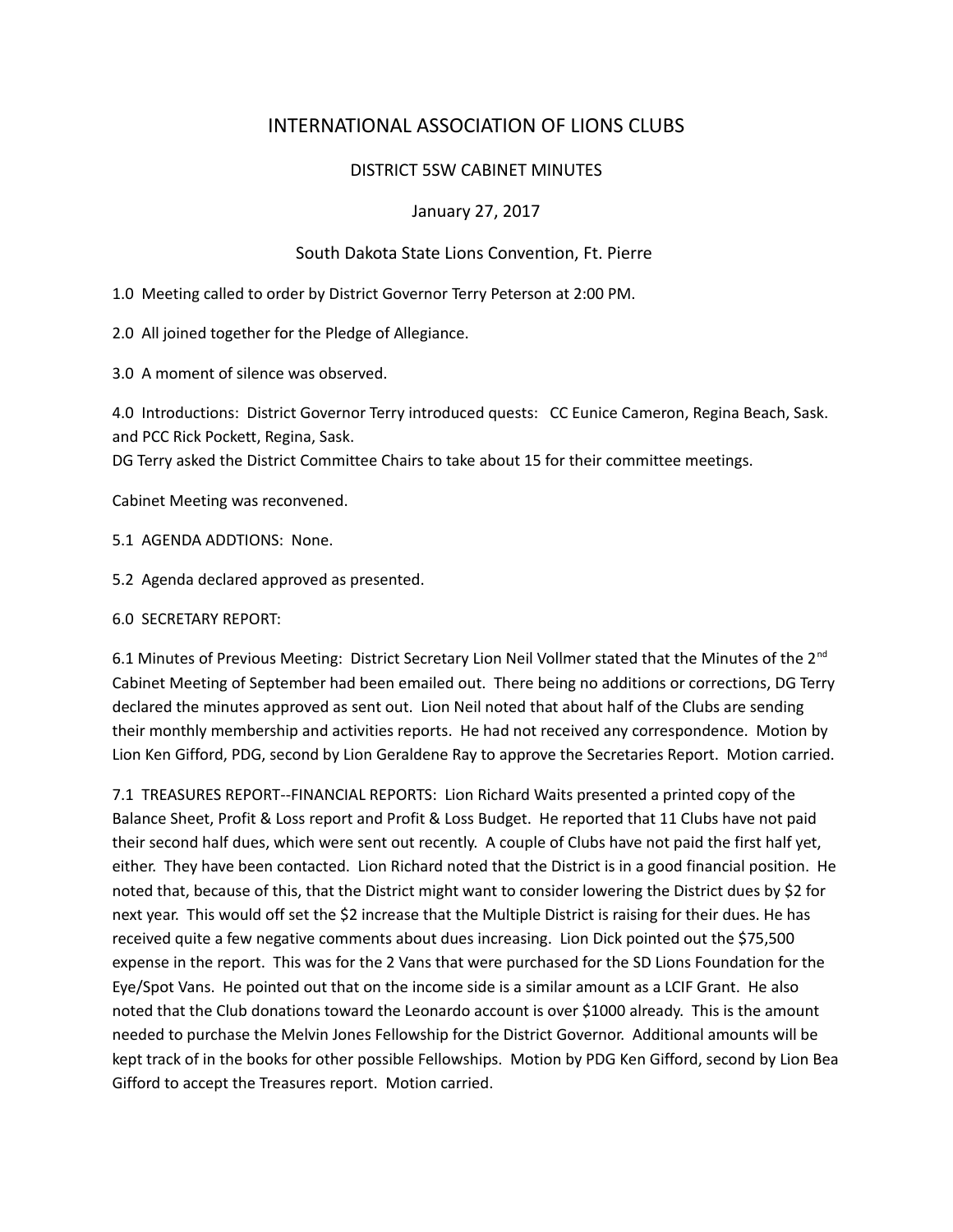# INTERNATIONAL ASSOCIATION OF LIONS CLUBS

## DISTRICT 5SW CABINET MINUTES

January 27, 2017

South Dakota State Lions Convention, Ft. Pierre

1.0 Meeting called to order by District Governor Terry Peterson at 2:00 PM.

2.0 All joined together for the Pledge of Allegiance.

3.0 A moment of silence was observed.

4.0 Introductions: District Governor Terry introduced quests: CC Eunice Cameron, Regina Beach, Sask. and PCC Rick Pockett, Regina, Sask.
DG Terry asked the District Committee Chairs to take about 15 for their committee meetings.

Cabinet Meeting was reconvened.

5.1 AGENDA ADDTIONS: None.

5.2 Agenda declared approved as presented.

6.0 SECRETARY REPORT:

6.1 Minutes of Previous Meeting: District Secretary Lion Neil Vollmer stated that the Minutes of the 2nd Cabinet Meeting of September had been emailed out. There being no additions or corrections, DG Terry declared the minutes approved as sent out. Lion Neil noted that about half of the Clubs are sending their monthly membership and activities reports. He had not received any correspondence. Motion by Lion Ken Gifford, PDG, second by Lion Geraldene Ray to approve the Secretaries Report. Motion carried.

7.1 TREASURES REPORT--FINANCIAL REPORTS: Lion Richard Waits presented a printed copy of the Balance Sheet, Profit & Loss report and Profit & Loss Budget. He reported that 11 Clubs have not paid their second half dues, which were sent out recently. A couple of Clubs have not paid the first half yet, either. They have been contacted. Lion Richard noted that the District is in a good financial position. He noted that, because of this, that the District might want to consider lowering the District dues by $2 for next year. This would off set the $2 increase that the Multiple District is raising for their dues. He has received quite a few negative comments about dues increasing. Lion Dick pointed out the $75,500 expense in the report. This was for the 2 Vans that were purchased for the SD Lions Foundation for the Eye/Spot Vans. He pointed out that on the income side is a similar amount as a LCIF Grant. He also noted that the Club donations toward the Leonardo account is over $1000 already. This is the amount needed to purchase the Melvin Jones Fellowship for the District Governor. Additional amounts will be kept track of in the books for other possible Fellowships. Motion by PDG Ken Gifford, second by Lion Bea Gifford to accept the Treasures report. Motion carried.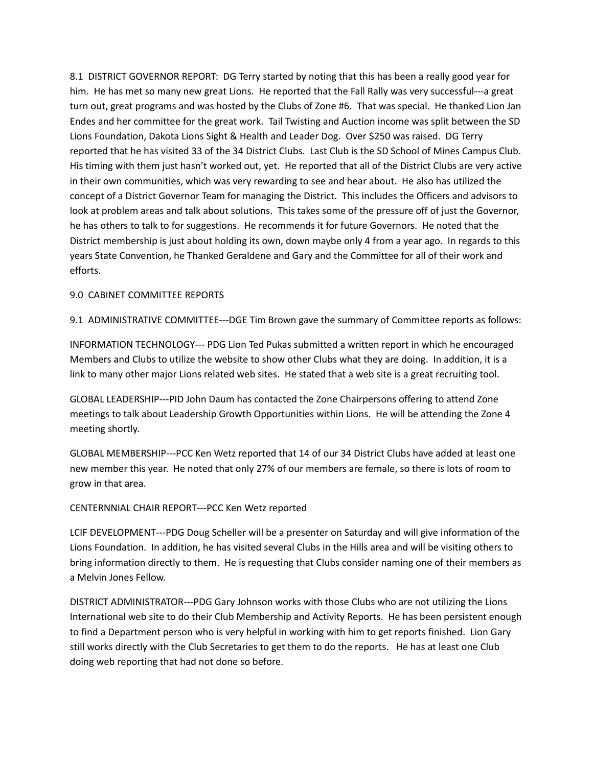8.1 DISTRICT GOVERNOR REPORT: DG Terry started by noting that this has been a really good year for him. He has met so many new great Lions. He reported that the Fall Rally was very successful---a great turn out, great programs and was hosted by the Clubs of Zone #6. That was special. He thanked Lion Jan Endes and her committee for the great work. Tail Twisting and Auction income was split between the SD Lions Foundation, Dakota Lions Sight & Health and Leader Dog. Over $250 was raised. DG Terry reported that he has visited 33 of the 34 District Clubs. Last Club is the SD School of Mines Campus Club. His timing with them just hasn't worked out, yet. He reported that all of the District Clubs are very active in their own communities, which was very rewarding to see and hear about. He also has utilized the concept of a District Governor Team for managing the District. This includes the Officers and advisors to look at problem areas and talk about solutions. This takes some of the pressure off of just the Governor, he has others to talk to for suggestions. He recommends it for future Governors. He noted that the District membership is just about holding its own, down maybe only 4 from a year ago. In regards to this years State Convention, he Thanked Geraldene and Gary and the Committee for all of their work and efforts.

9.0 CABINET COMMITTEE REPORTS

9.1 ADMINISTRATIVE COMMITTEE---DGE Tim Brown gave the summary of Committee reports as follows:

INFORMATION TECHNOLOGY--- PDG Lion Ted Pukas submitted a written report in which he encouraged Members and Clubs to utilize the website to show other Clubs what they are doing. In addition, it is a link to many other major Lions related web sites. He stated that a web site is a great recruiting tool.

GLOBAL LEADERSHIP---PID John Daum has contacted the Zone Chairpersons offering to attend Zone meetings to talk about Leadership Growth Opportunities within Lions. He will be attending the Zone 4 meeting shortly.

GLOBAL MEMBERSHIP---PCC Ken Wetz reported that 14 of our 34 District Clubs have added at least one new member this year. He noted that only 27% of our members are female, so there is lots of room to grow in that area.

CENTERNNIAL CHAIR REPORT---PCC Ken Wetz reported

LCIF DEVELOPMENT---PDG Doug Scheller will be a presenter on Saturday and will give information of the Lions Foundation. In addition, he has visited several Clubs in the Hills area and will be visiting others to bring information directly to them. He is requesting that Clubs consider naming one of their members as a Melvin Jones Fellow.

DISTRICT ADMINISTRATOR---PDG Gary Johnson works with those Clubs who are not utilizing the Lions International web site to do their Club Membership and Activity Reports. He has been persistent enough to find a Department person who is very helpful in working with him to get reports finished. Lion Gary still works directly with the Club Secretaries to get them to do the reports. He has at least one Club doing web reporting that had not done so before.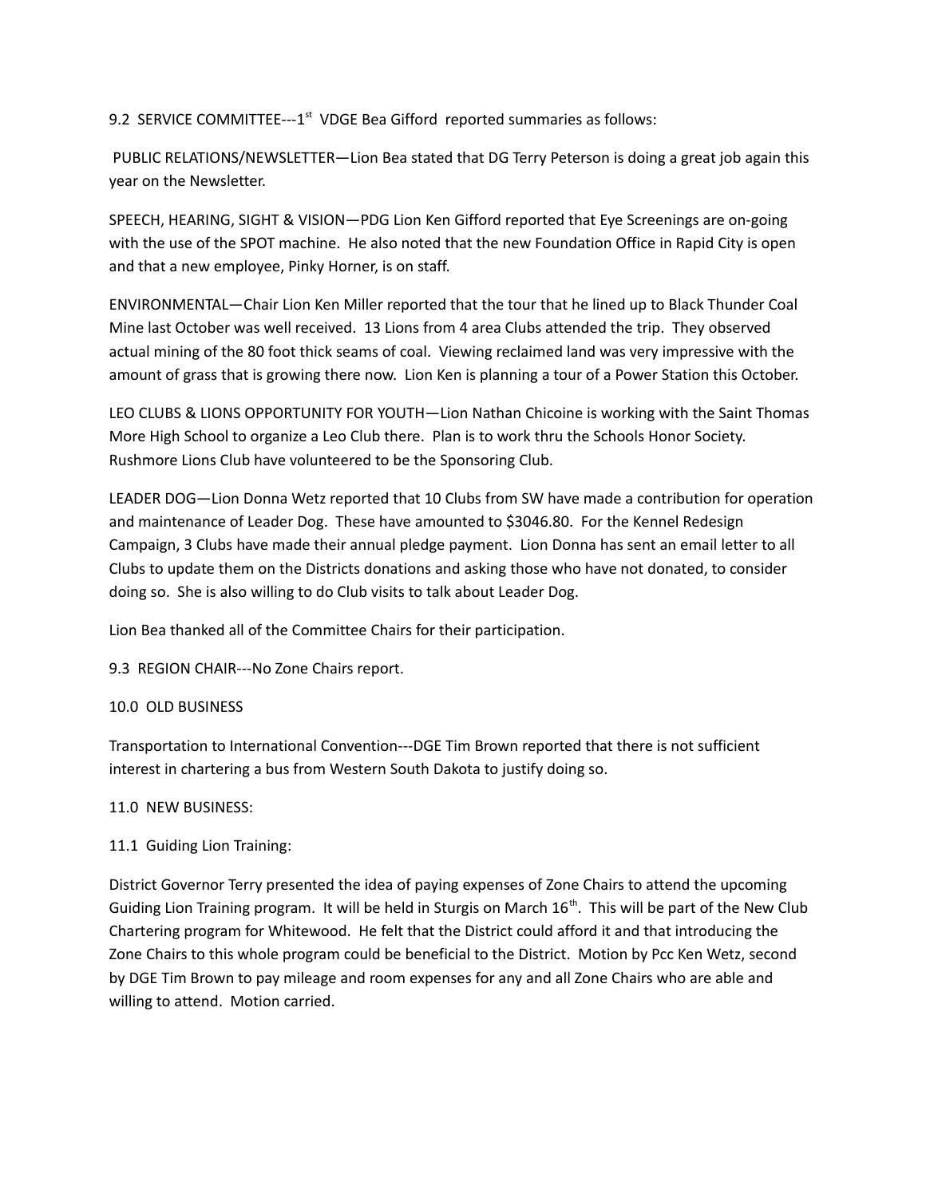9.2 SERVICE COMMITTEE---1st VDGE Bea Gifford reported summaries as follows:

PUBLIC RELATIONS/NEWSLETTER—Lion Bea stated that DG Terry Peterson is doing a great job again this year on the Newsletter.

SPEECH, HEARING, SIGHT & VISION—PDG Lion Ken Gifford reported that Eye Screenings are on-going with the use of the SPOT machine. He also noted that the new Foundation Office in Rapid City is open and that a new employee, Pinky Horner, is on staff.

ENVIRONMENTAL—Chair Lion Ken Miller reported that the tour that he lined up to Black Thunder Coal Mine last October was well received. 13 Lions from 4 area Clubs attended the trip. They observed actual mining of the 80 foot thick seams of coal. Viewing reclaimed land was very impressive with the amount of grass that is growing there now. Lion Ken is planning a tour of a Power Station this October.

LEO CLUBS & LIONS OPPORTUNITY FOR YOUTH—Lion Nathan Chicoine is working with the Saint Thomas More High School to organize a Leo Club there. Plan is to work thru the Schools Honor Society. Rushmore Lions Club have volunteered to be the Sponsoring Club.

LEADER DOG—Lion Donna Wetz reported that 10 Clubs from SW have made a contribution for operation and maintenance of Leader Dog. These have amounted to $3046.80. For the Kennel Redesign Campaign, 3 Clubs have made their annual pledge payment. Lion Donna has sent an email letter to all Clubs to update them on the Districts donations and asking those who have not donated, to consider doing so. She is also willing to do Club visits to talk about Leader Dog.

Lion Bea thanked all of the Committee Chairs for their participation.

9.3 REGION CHAIR---No Zone Chairs report.

10.0 OLD BUSINESS

Transportation to International Convention---DGE Tim Brown reported that there is not sufficient interest in chartering a bus from Western South Dakota to justify doing so.

11.0 NEW BUSINESS:

11.1 Guiding Lion Training:

District Governor Terry presented the idea of paying expenses of Zone Chairs to attend the upcoming Guiding Lion Training program. It will be held in Sturgis on March 16th. This will be part of the New Club Chartering program for Whitewood. He felt that the District could afford it and that introducing the Zone Chairs to this whole program could be beneficial to the District. Motion by Pcc Ken Wetz, second by DGE Tim Brown to pay mileage and room expenses for any and all Zone Chairs who are able and willing to attend. Motion carried.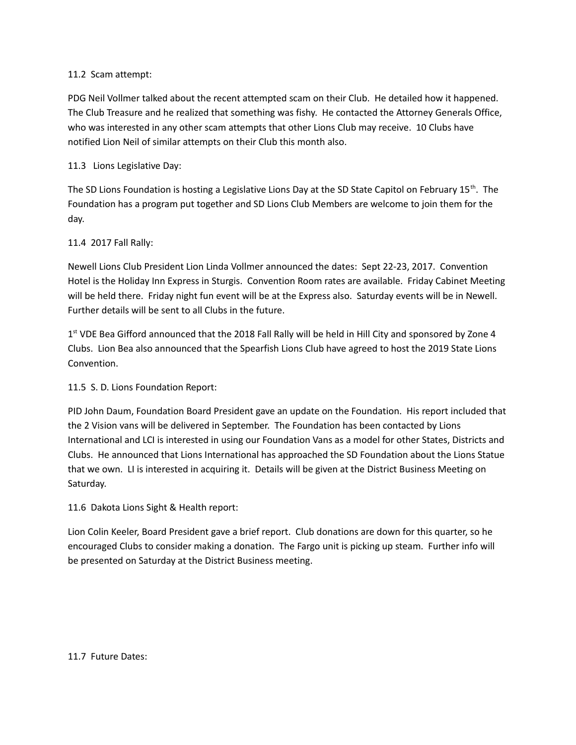11.2 Scam attempt:

PDG Neil Vollmer talked about the recent attempted scam on their Club. He detailed how it happened. The Club Treasure and he realized that something was fishy. He contacted the Attorney Generals Office, who was interested in any other scam attempts that other Lions Club may receive. 10 Clubs have notified Lion Neil of similar attempts on their Club this month also.

11.3 Lions Legislative Day:

The SD Lions Foundation is hosting a Legislative Lions Day at the SD State Capitol on February 15th. The Foundation has a program put together and SD Lions Club Members are welcome to join them for the day.

11.4 2017 Fall Rally:

Newell Lions Club President Lion Linda Vollmer announced the dates: Sept 22-23, 2017. Convention Hotel is the Holiday Inn Express in Sturgis. Convention Room rates are available. Friday Cabinet Meeting will be held there. Friday night fun event will be at the Express also. Saturday events will be in Newell. Further details will be sent to all Clubs in the future.

1st VDE Bea Gifford announced that the 2018 Fall Rally will be held in Hill City and sponsored by Zone 4 Clubs. Lion Bea also announced that the Spearfish Lions Club have agreed to host the 2019 State Lions Convention.

11.5 S. D. Lions Foundation Report:

PID John Daum, Foundation Board President gave an update on the Foundation. His report included that the 2 Vision vans will be delivered in September. The Foundation has been contacted by Lions International and LCI is interested in using our Foundation Vans as a model for other States, Districts and Clubs. He announced that Lions International has approached the SD Foundation about the Lions Statue that we own. LI is interested in acquiring it. Details will be given at the District Business Meeting on Saturday.

11.6 Dakota Lions Sight & Health report:

Lion Colin Keeler, Board President gave a brief report. Club donations are down for this quarter, so he encouraged Clubs to consider making a donation. The Fargo unit is picking up steam. Further info will be presented on Saturday at the District Business meeting.

11.7 Future Dates: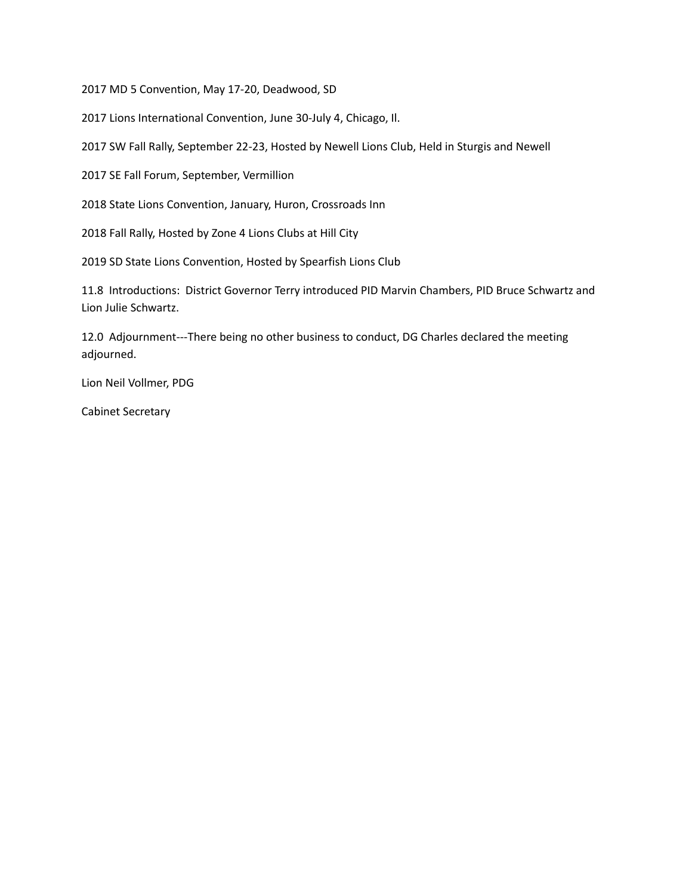2017 MD 5 Convention, May 17-20, Deadwood, SD

2017 Lions International Convention, June 30-July 4, Chicago, Il.

2017 SW Fall Rally, September 22-23, Hosted by Newell Lions Club, Held in Sturgis and Newell

2017 SE Fall Forum, September, Vermillion

2018 State Lions Convention, January, Huron, Crossroads Inn

2018 Fall Rally, Hosted by Zone 4 Lions Clubs at Hill City

2019 SD State Lions Convention, Hosted by Spearfish Lions Club

11.8 Introductions: District Governor Terry introduced PID Marvin Chambers, PID Bruce Schwartz and Lion Julie Schwartz.

12.0 Adjournment---There being no other business to conduct, DG Charles declared the meeting adjourned.

Lion Neil Vollmer, PDG

Cabinet Secretary